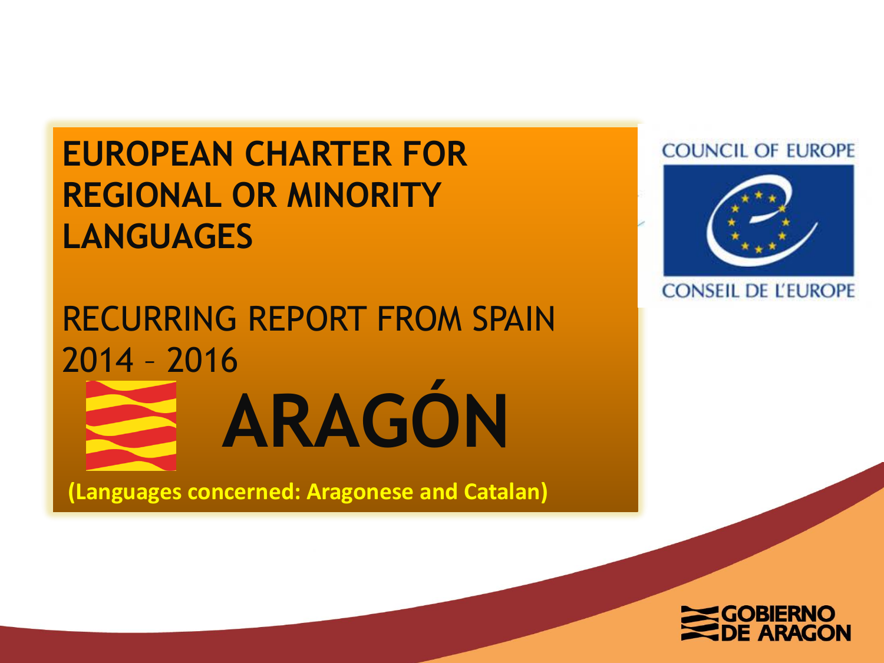# EUROPEAN CHARTER FOR REGIONAL OR MINORITY LANGUAGES

RECURRING REPORT FROM SPAIN 2014 – 2016

# ARAGÓN

**(Languages concerned: Aragonese and Catalan)**

COUNCIL OF EUROPE

CONSEIL DE L'EUROPE

GOBIERNO DE ARAGON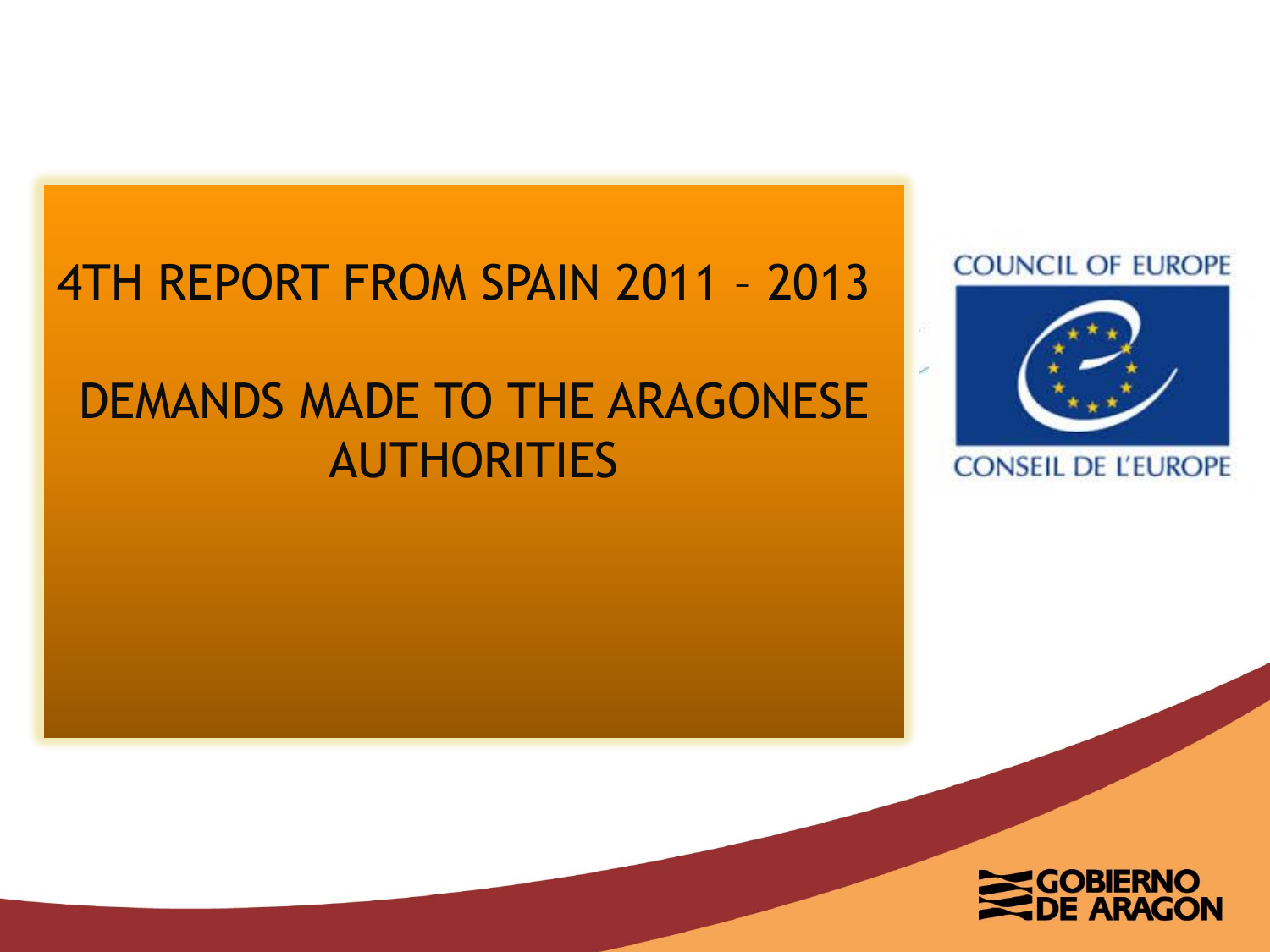# 4TH REPORT FROM SPAIN 2011 – 2013

## DEMANDS MADE TO THE ARAGONESE AUTHORITIES

COUNCIL OF EUROPE

CONSEIL DE L'EUROPE

GOBIERNO DE ARAGON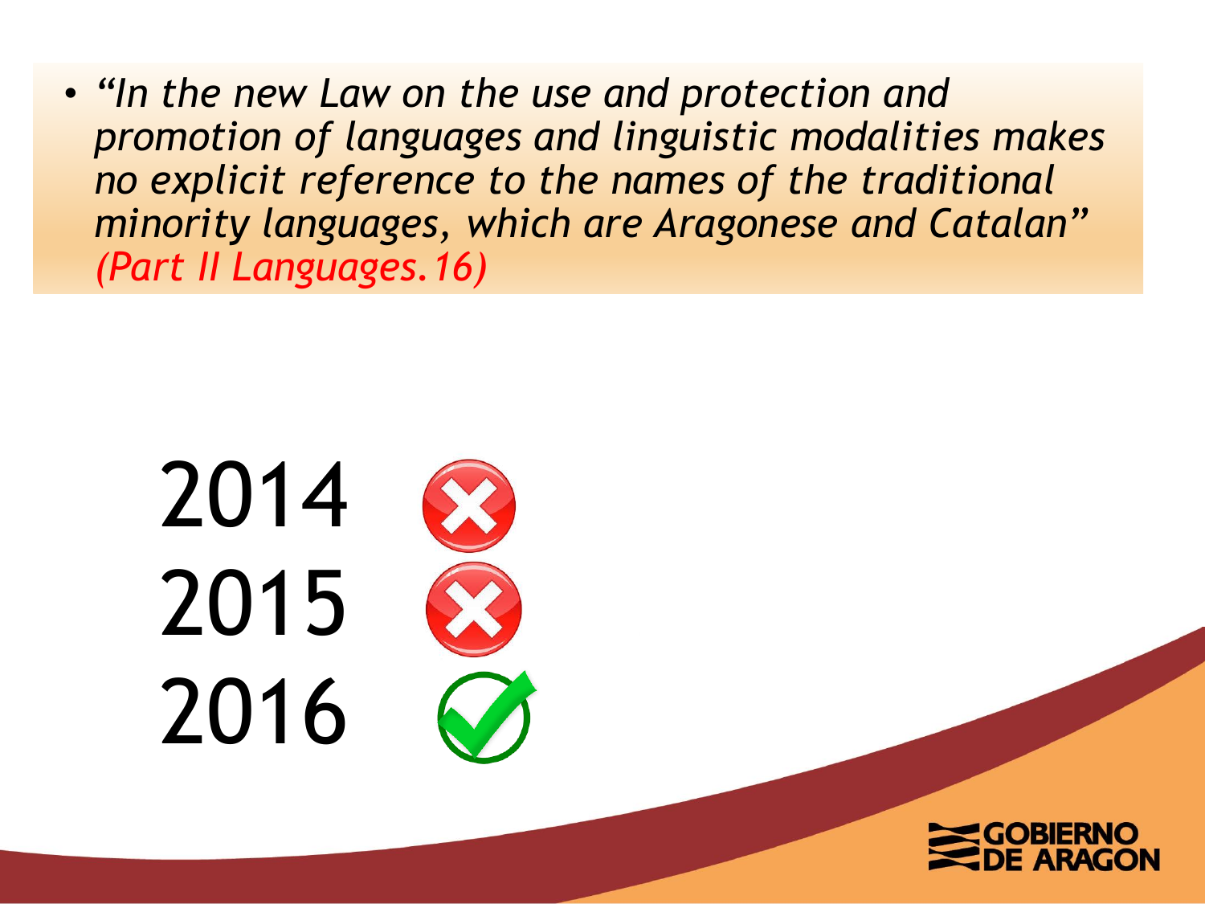- *"In the new Law on the use and protection and promotion of languages and linguistic modalities makes no explicit reference to the names of the traditional minority languages, which are Aragonese and Catalan" (Part II Languages.16)*

2014 ✗
2015 ✗
2016 ✓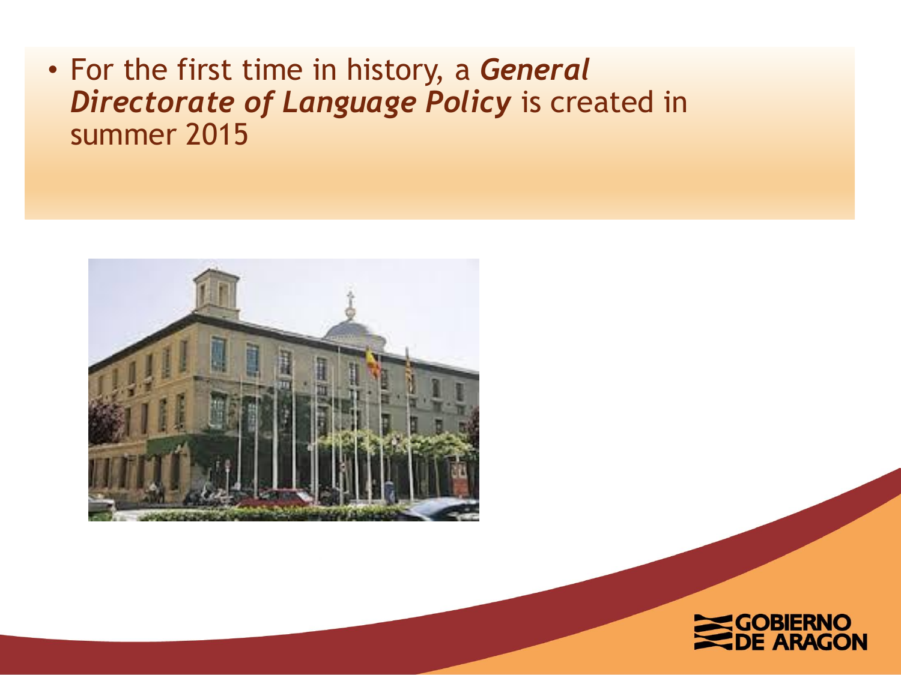- For the first time in history, a ***General Directorate of Language Policy*** is created in summer 2015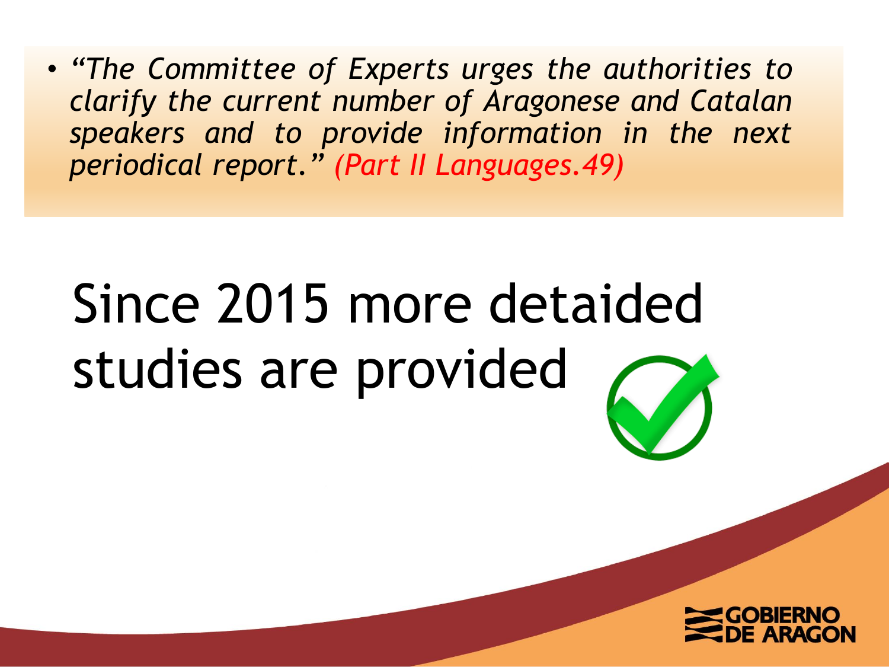- *"The Committee of Experts urges the authorities to clarify the current number of Aragonese and Catalan speakers and to provide information in the next periodical report."* *(Part II Languages.49)*

# Since 2015 more detaided studies are provided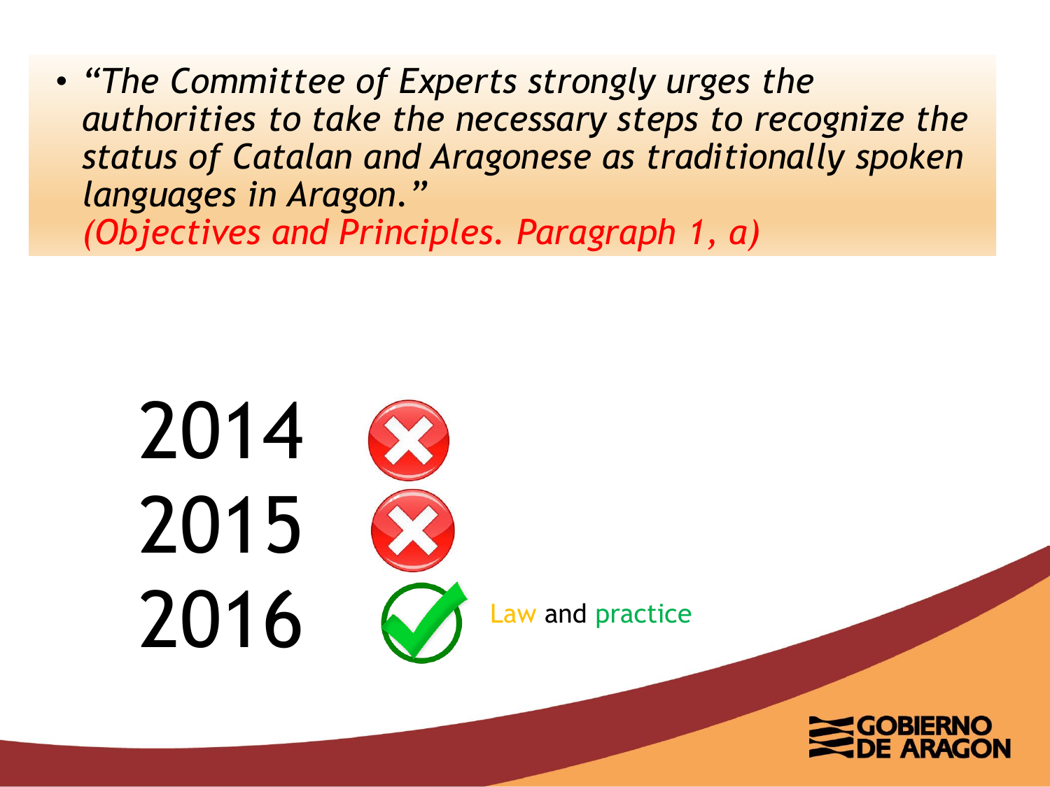- *"The Committee of Experts strongly urges the authorities to take the necessary steps to recognize the status of Catalan and Aragonese as traditionally spoken languages in Aragon."* *(Objectives and Principles. Paragraph 1, a)*

2014 ✗

2015 ✗

2016 ✓ Law and practice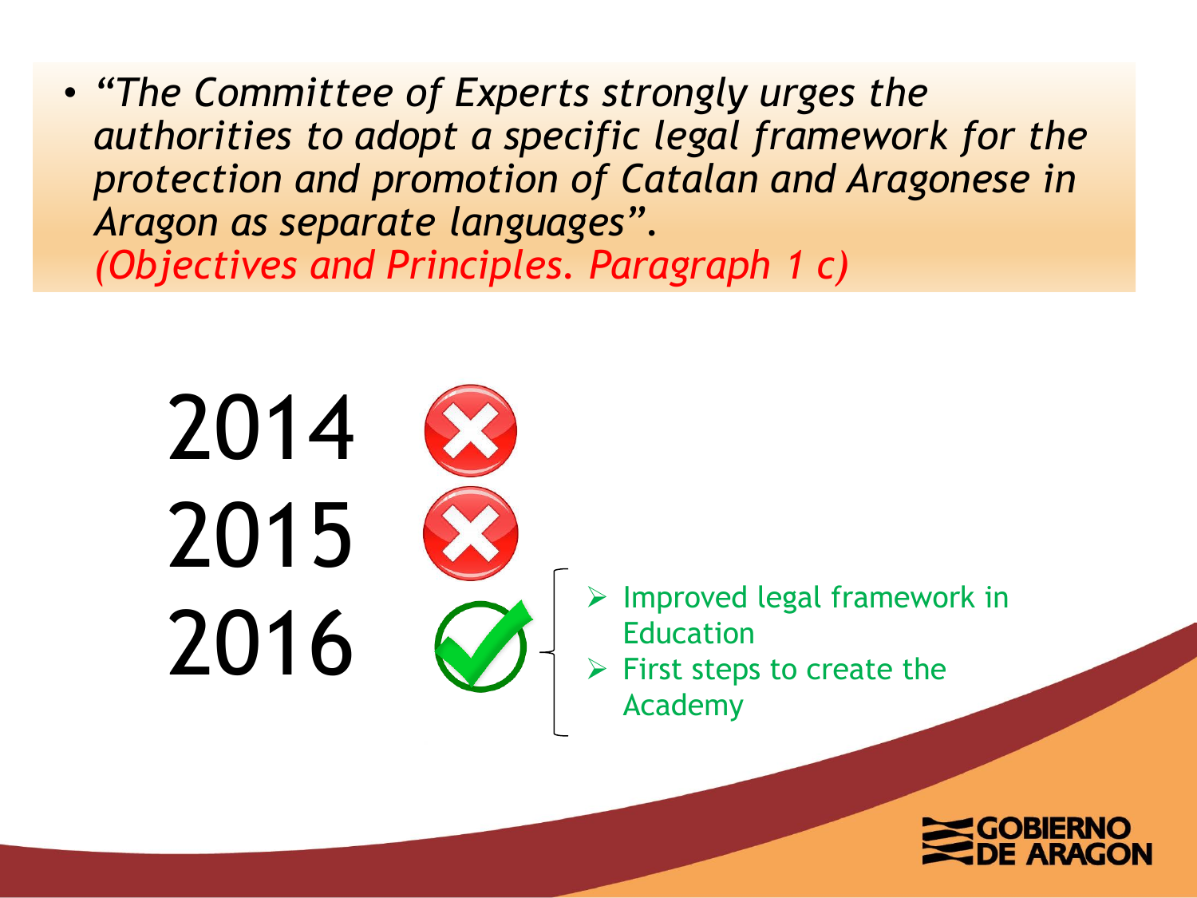- *"The Committee of Experts strongly urges the authorities to adopt a specific legal framework for the protection and promotion of Catalan and Aragonese in Aragon as separate languages".*
  *(Objectives and Principles. Paragraph 1 c)*

2014 ✗

2015 ✗

2016 ✓
- Improved legal framework in Education
- First steps to create the Academy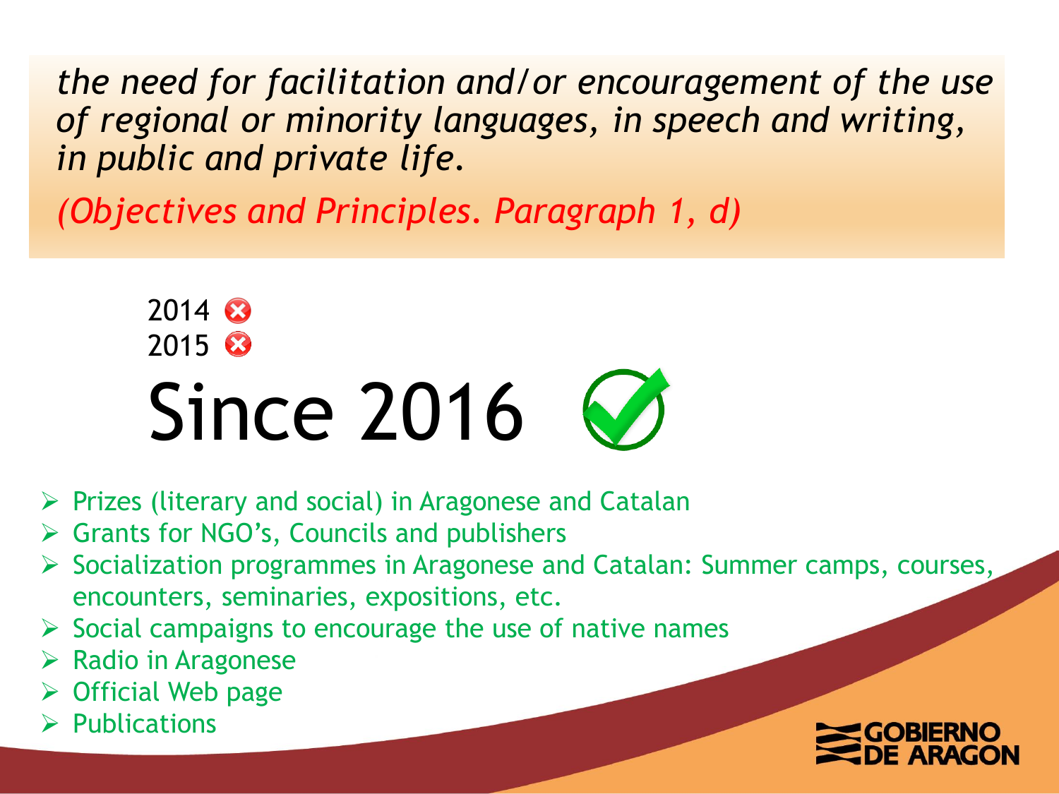*the need for facilitation and/or encouragement of the use of regional or minority languages, in speech and writing, in public and private life.*

*(Objectives and Principles. Paragraph 1, d)*

2014 ✗
2015 ✗

# Since 2016 ✓

- Prizes (literary and social) in Aragonese and Catalan
- Grants for NGO's, Councils and publishers
- Socialization programmes in Aragonese and Catalan: Summer camps, courses, encounters, seminaries, expositions, etc.
- Social campaigns to encourage the use of native names
- Radio in Aragonese
- Official Web page
- Publications

GOBIERNO DE ARAGON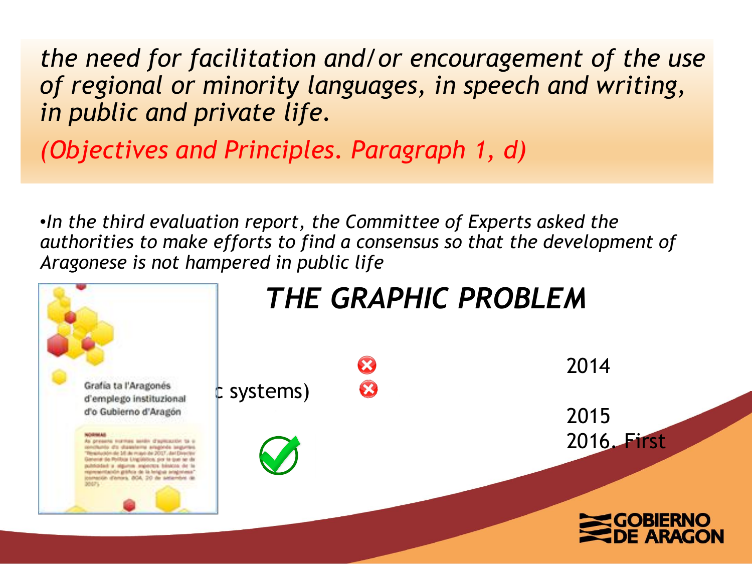*the need for facilitation and/or encouragement of the use of regional or minority languages, in speech and writing, in public and private life.*

*(Objectives and Principles. Paragraph 1, d)*

- *In the third evaluation report, the Committee of Experts asked the authorities to make efforts to find a consensus so that the development of Aragonese is not hampered in public life*

Grafía ta l'Aragonés d'emplego instituzional d'o Gubierno d'Aragón

NORMAS

As presens normas serán d'aplicación ta o conchunto d'o diasistema aragonés seguntes "Resolución de 16 de mayo de 2017, del Director General de Política Lingüística, por la que se da publicidad a algunos aspectos básicos de la representación gráfica de la lengua aragonesa" (coniación d'enero, BOA, 20 de setiembre de 2017).

## *THE GRAPHIC PROBLEM*

c systems)

2014

2015

2016. First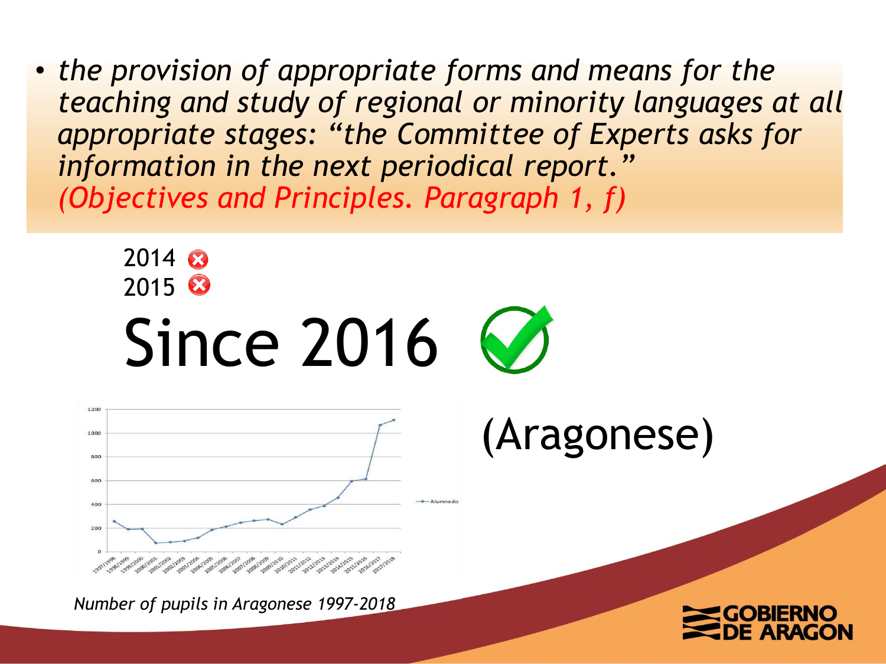- *the provision of appropriate forms and means for the teaching and study of regional or minority languages at all appropriate stages: "the Committee of Experts asks for information in the next periodical report." (Objectives and Principles. Paragraph 1, f)*

2014 ✗
2015 ✗

# Since 2016 ✓

(Aragonese)

*Number of pupils in Aragonese 1997-2018*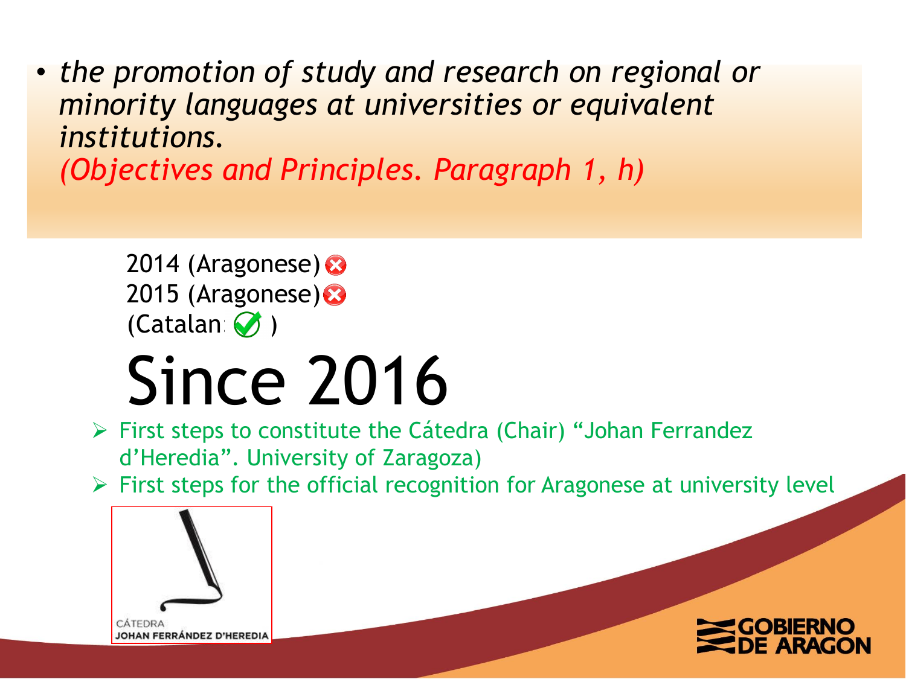- *the promotion of study and research on regional or minority languages at universities or equivalent institutions.*
  *(Objectives and Principles. Paragraph 1, h)*

2014 (Aragonese) ✗
2015 (Aragonese) ✗
(Catalan: ✓ )

# Since 2016

- First steps to constitute the Cátedra (Chair) "Johan Ferrandez d'Heredia". University of Zaragoza)
- First steps for the official recognition for Aragonese at university level

CÁTEDRA
JOHAN FERRÁNDEZ D'HEREDIA

GOBIERNO DE ARAGON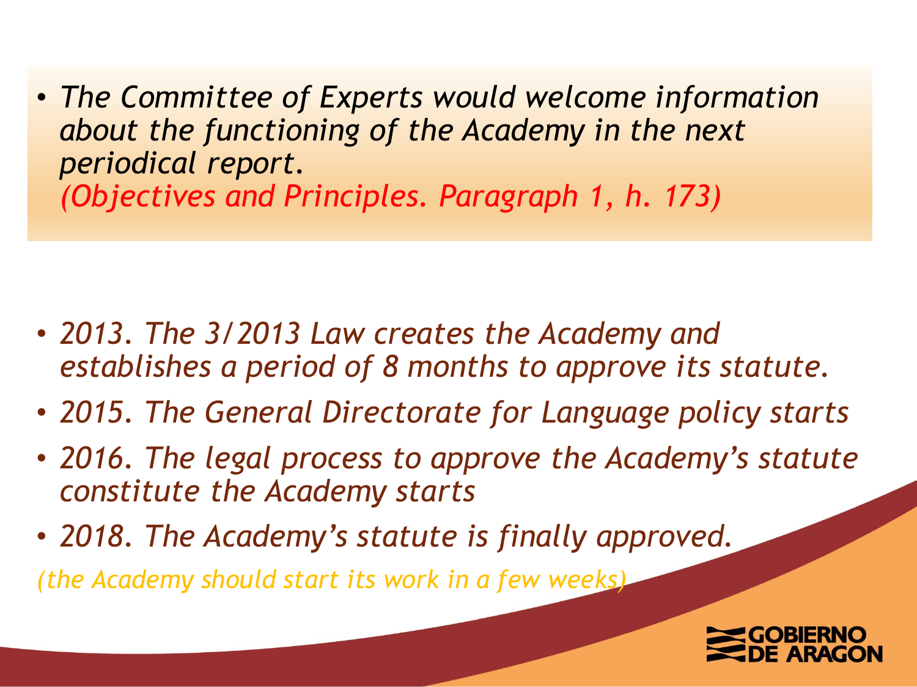- *The Committee of Experts would welcome information about the functioning of the Academy in the next periodical report.*
  *(Objectives and Principles. Paragraph 1, h. 173)*

- *2013. The 3/2013 Law creates the Academy and establishes a period of 8 months to approve its statute.*
- *2015. The General Directorate for Language policy starts*
- *2016. The legal process to approve the Academy's statute constitute the Academy starts*
- *2018. The Academy's statute is finally approved.*

*(the Academy should start its work in a few weeks)*

GOBIERNO DE ARAGON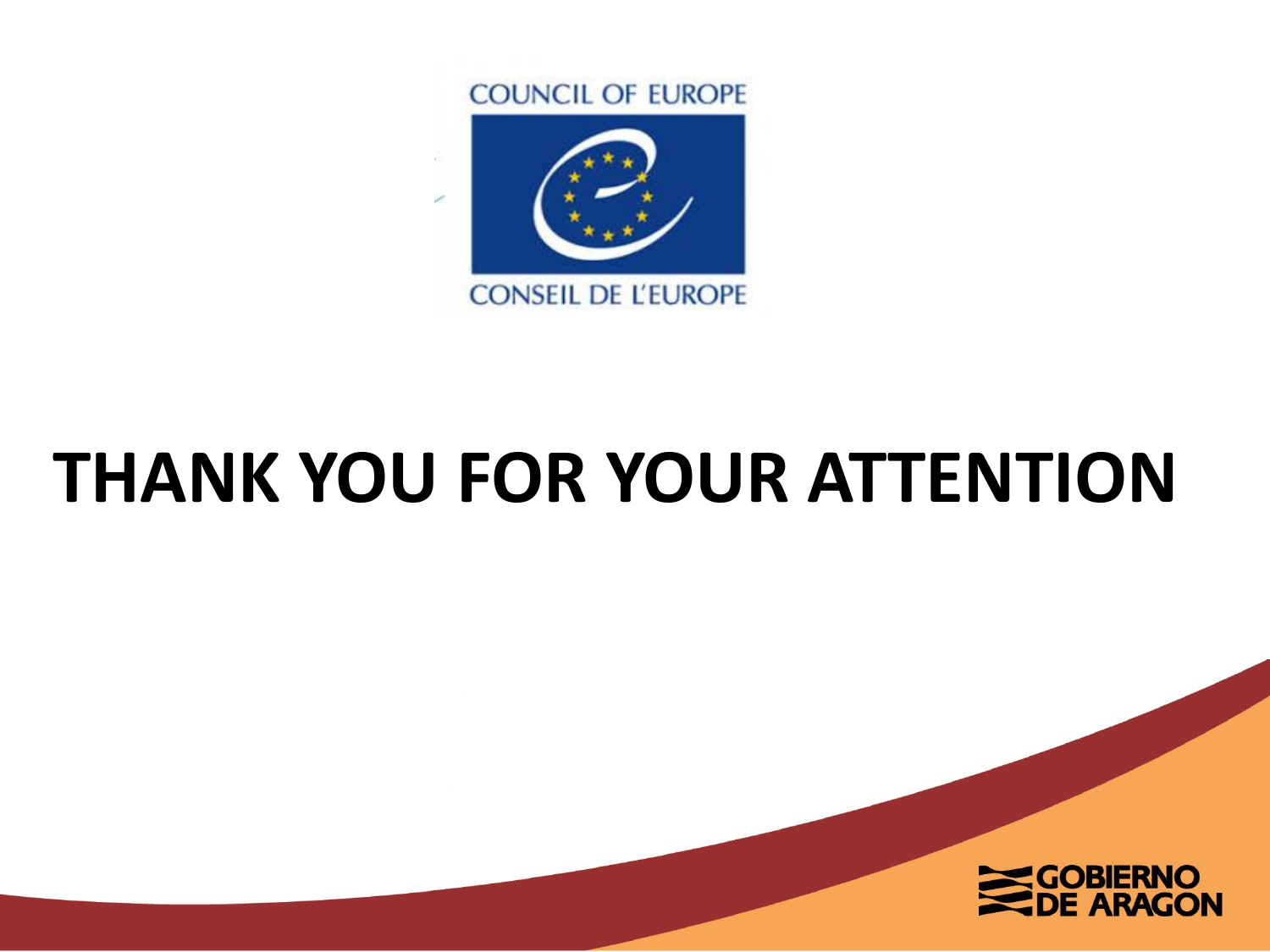COUNCIL OF EUROPE

CONSEIL DE L'EUROPE

# THANK YOU FOR YOUR ATTENTION

GOBIERNO DE ARAGON